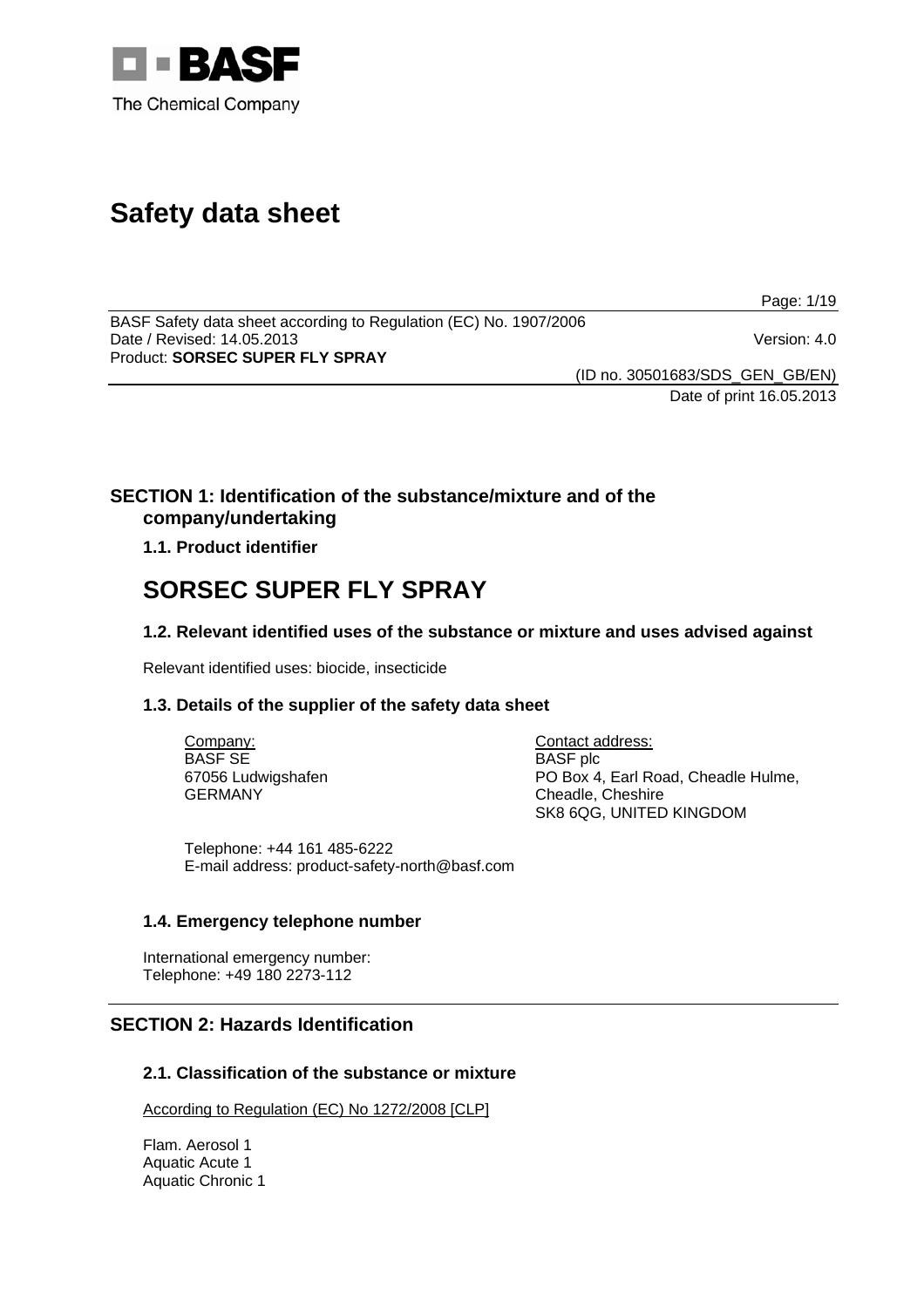# Safety data sheet

BASF Safety data sheet according to Regulation (EC) No. 1907/2006
Date / Revised: 14.05.2013 Version: 4.0
Product: **SORSEC SUPER FLY SPRAY**

(ID no. 30501683/SDS_GEN_GB/EN)
Date of print 16.05.2013

## SECTION 1: Identification of the substance/mixture and of the company/undertaking

### 1.1. Product identifier

# SORSEC SUPER FLY SPRAY

### 1.2. Relevant identified uses of the substance or mixture and uses advised against

Relevant identified uses: biocide, insecticide

### 1.3. Details of the supplier of the safety data sheet

Company:
BASF SE
67056 Ludwigshafen
GERMANY

Contact address:
BASF plc
PO Box 4, Earl Road, Cheadle Hulme,
Cheadle, Cheshire
SK8 6QG, UNITED KINGDOM

Telephone: +44 161 485-6222
E-mail address: product-safety-north@basf.com

### 1.4. Emergency telephone number

International emergency number:
Telephone: +49 180 2273-112

## SECTION 2: Hazards Identification

### 2.1. Classification of the substance or mixture

According to Regulation (EC) No 1272/2008 [CLP]

Flam. Aerosol 1
Aquatic Acute 1
Aquatic Chronic 1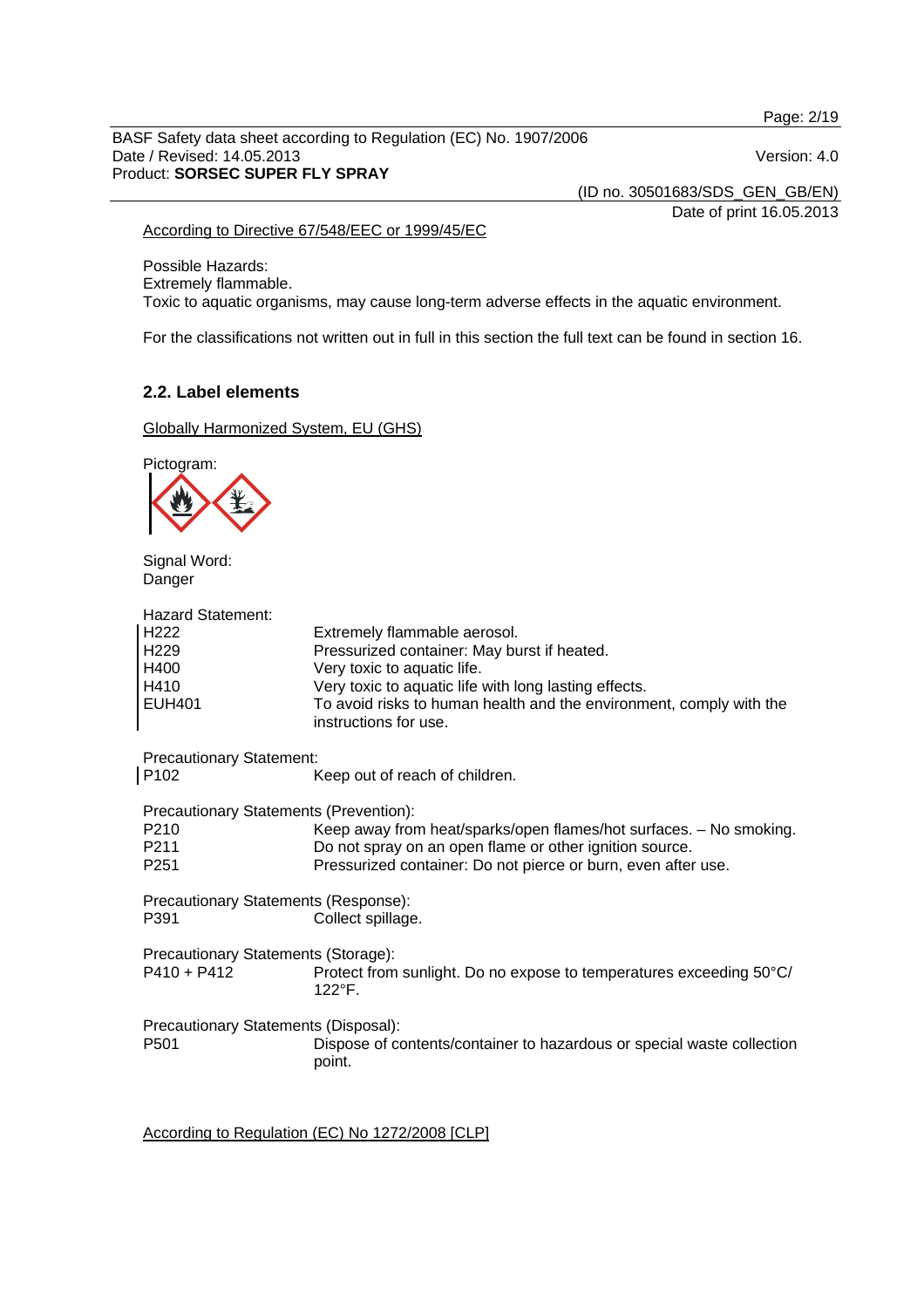According to Directive 67/548/EEC or 1999/45/EC

Possible Hazards:
Extremely flammable.
Toxic to aquatic organisms, may cause long-term adverse effects in the aquatic environment.

For the classifications not written out in full in this section the full text can be found in section 16.

## 2.2. Label elements

Globally Harmonized System, EU (GHS)

Pictogram:

Signal Word:
Danger

Hazard Statement:

| | |
|---|---|
| H222 | Extremely flammable aerosol. |
| H229 | Pressurized container: May burst if heated. |
| H400 | Very toxic to aquatic life. |
| H410 | Very toxic to aquatic life with long lasting effects. |
| EUH401 | To avoid risks to human health and the environment, comply with the instructions for use. |

Precautionary Statement:

| | |
|---|---|
| P102 | Keep out of reach of children. |

Precautionary Statements (Prevention):

| | |
|---|---|
| P210 | Keep away from heat/sparks/open flames/hot surfaces. – No smoking. |
| P211 | Do not spray on an open flame or other ignition source. |
| P251 | Pressurized container: Do not pierce or burn, even after use. |

Precautionary Statements (Response):

| | |
|---|---|
| P391 | Collect spillage. |

Precautionary Statements (Storage):

| | |
|---|---|
| P410 + P412 | Protect from sunlight. Do no expose to temperatures exceeding 50°C/ 122°F. |

Precautionary Statements (Disposal):

| | |
|---|---|
| P501 | Dispose of contents/container to hazardous or special waste collection point. |

According to Regulation (EC) No 1272/2008 [CLP]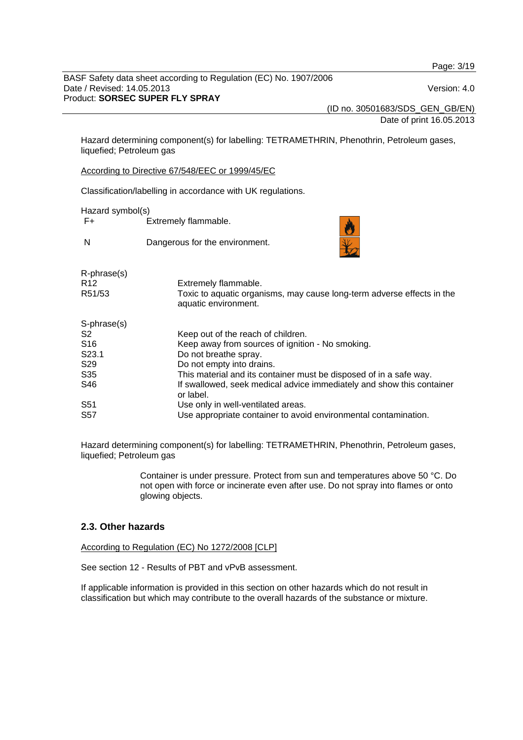Hazard determining component(s) for labelling: TETRAMETHRIN, Phenothrin, Petroleum gases, liquefied; Petroleum gas

According to Directive 67/548/EEC or 1999/45/EC

Classification/labelling in accordance with UK regulations.

Hazard symbol(s)

| | |
|---|---|
| F+ | Extremely flammable. |
| N | Dangerous for the environment. |

R-phrase(s)

| | |
|---|---|
| R12 | Extremely flammable. |
| R51/53 | Toxic to aquatic organisms, may cause long-term adverse effects in the aquatic environment. |

S-phrase(s)

| | |
|---|---|
| S2 | Keep out of the reach of children. |
| S16 | Keep away from sources of ignition - No smoking. |
| S23.1 | Do not breathe spray. |
| S29 | Do not empty into drains. |
| S35 | This material and its container must be disposed of in a safe way. |
| S46 | If swallowed, seek medical advice immediately and show this container or label. |
| S51 | Use only in well-ventilated areas. |
| S57 | Use appropriate container to avoid environmental contamination. |

Hazard determining component(s) for labelling: TETRAMETHRIN, Phenothrin, Petroleum gases, liquefied; Petroleum gas

Container is under pressure. Protect from sun and temperatures above 50 °C. Do not open with force or incinerate even after use. Do not spray into flames or onto glowing objects.

## 2.3. Other hazards

According to Regulation (EC) No 1272/2008 [CLP]

See section 12 - Results of PBT and vPvB assessment.

If applicable information is provided in this section on other hazards which do not result in classification but which may contribute to the overall hazards of the substance or mixture.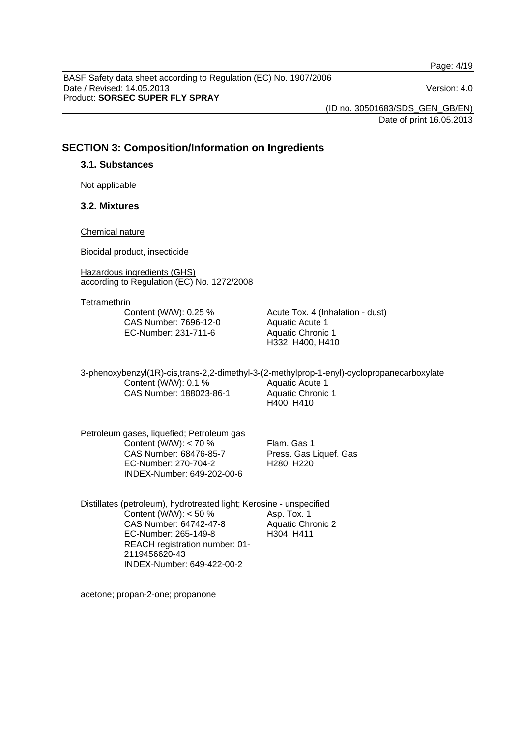## SECTION 3: Composition/Information on Ingredients

### 3.1. Substances

Not applicable

### 3.2. Mixtures

Chemical nature

Biocidal product, insecticide

Hazardous ingredients (GHS)
according to Regulation (EC) No. 1272/2008

Tetramethrin

| | |
|---|---|
| Content (W/W): 0.25 %<br>CAS Number: 7696-12-0<br>EC-Number: 231-711-6 | Acute Tox. 4 (Inhalation - dust)<br>Aquatic Acute 1<br>Aquatic Chronic 1<br>H332, H400, H410 |

3-phenoxybenzyl(1R)-cis,trans-2,2-dimethyl-3-(2-methylprop-1-enyl)-cyclopropanecarboxylate

| | |
|---|---|
| Content (W/W): 0.1 %<br>CAS Number: 188023-86-1 | Aquatic Acute 1<br>Aquatic Chronic 1<br>H400, H410 |

Petroleum gases, liquefied; Petroleum gas

| | |
|---|---|
| Content (W/W): < 70 %<br>CAS Number: 68476-85-7<br>EC-Number: 270-704-2<br>INDEX-Number: 649-202-00-6 | Flam. Gas 1<br>Press. Gas Liquef. Gas<br>H280, H220 |

Distillates (petroleum), hydrotreated light; Kerosine - unspecified

| | |
|---|---|
| Content (W/W): < 50 %<br>CAS Number: 64742-47-8<br>EC-Number: 265-149-8<br>REACH registration number: 01-2119456620-43<br>INDEX-Number: 649-422-00-2 | Asp. Tox. 1<br>Aquatic Chronic 2<br>H304, H411 |

acetone; propan-2-one; propanone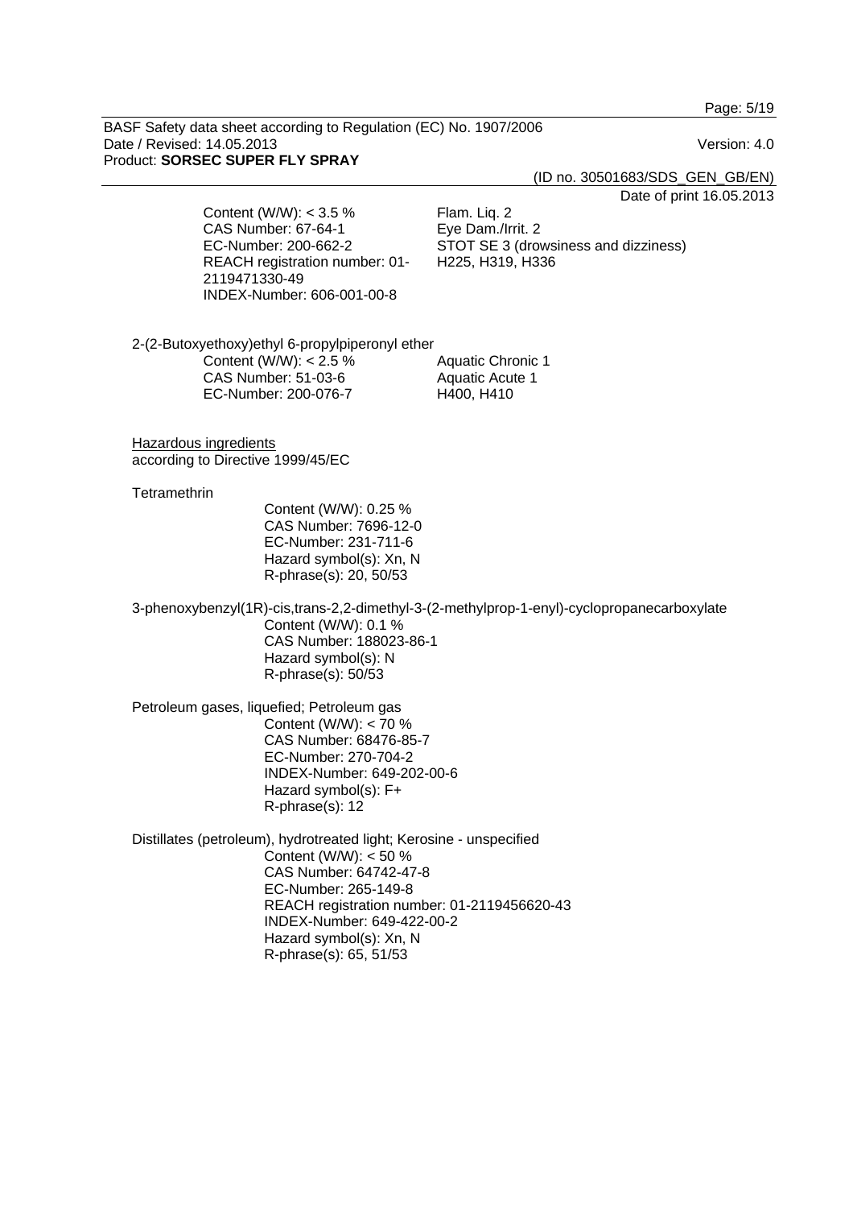| | |
|---|---|
| Content (W/W): < 3.5 %<br>CAS Number: 67-64-1<br>EC-Number: 200-662-2<br>REACH registration number: 01-2119471330-49<br>INDEX-Number: 606-001-00-8 | Flam. Liq. 2<br>Eye Dam./Irrit. 2<br>STOT SE 3 (drowsiness and dizziness)<br>H225, H319, H336 |

2-(2-Butoxyethoxy)ethyl 6-propylpiperonyl ether

| | |
|---|---|
| Content (W/W): < 2.5 %<br>CAS Number: 51-03-6<br>EC-Number: 200-076-7 | Aquatic Chronic 1<br>Aquatic Acute 1<br>H400, H410 |

Hazardous ingredients
according to Directive 1999/45/EC

Tetramethrin

Content (W/W): 0.25 %
CAS Number: 7696-12-0
EC-Number: 231-711-6
Hazard symbol(s): Xn, N
R-phrase(s): 20, 50/53

3-phenoxybenzyl(1R)-cis,trans-2,2-dimethyl-3-(2-methylprop-1-enyl)-cyclopropanecarboxylate

Content (W/W): 0.1 %
CAS Number: 188023-86-1
Hazard symbol(s): N
R-phrase(s): 50/53

Petroleum gases, liquefied; Petroleum gas

Content (W/W): < 70 %
CAS Number: 68476-85-7
EC-Number: 270-704-2
INDEX-Number: 649-202-00-6
Hazard symbol(s): F+
R-phrase(s): 12

Distillates (petroleum), hydrotreated light; Kerosine - unspecified

Content (W/W): < 50 %
CAS Number: 64742-47-8
EC-Number: 265-149-8
REACH registration number: 01-2119456620-43
INDEX-Number: 649-422-00-2
Hazard symbol(s): Xn, N
R-phrase(s): 65, 51/53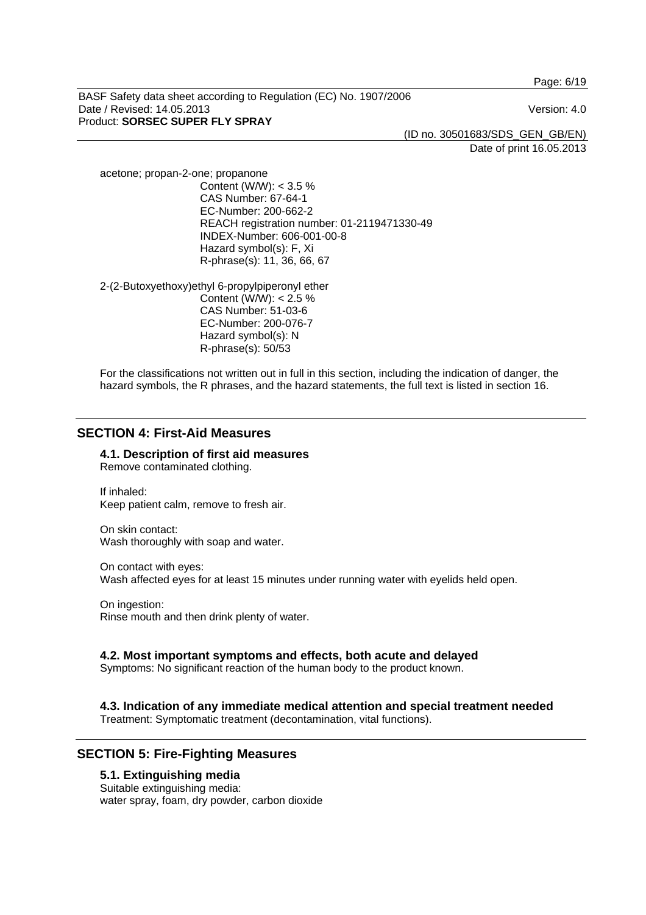acetone; propan-2-one; propanone

Content (W/W): < 3.5 %
CAS Number: 67-64-1
EC-Number: 200-662-2
REACH registration number: 01-2119471330-49
INDEX-Number: 606-001-00-8
Hazard symbol(s): F, Xi
R-phrase(s): 11, 36, 66, 67

2-(2-Butoxyethoxy)ethyl 6-propylpiperonyl ether

Content (W/W): < 2.5 %
CAS Number: 51-03-6
EC-Number: 200-076-7
Hazard symbol(s): N
R-phrase(s): 50/53

For the classifications not written out in full in this section, including the indication of danger, the hazard symbols, the R phrases, and the hazard statements, the full text is listed in section 16.

## SECTION 4: First-Aid Measures

### 4.1. Description of first aid measures

Remove contaminated clothing.

If inhaled:
Keep patient calm, remove to fresh air.

On skin contact:
Wash thoroughly with soap and water.

On contact with eyes:
Wash affected eyes for at least 15 minutes under running water with eyelids held open.

On ingestion:
Rinse mouth and then drink plenty of water.

### 4.2. Most important symptoms and effects, both acute and delayed

Symptoms: No significant reaction of the human body to the product known.

### 4.3. Indication of any immediate medical attention and special treatment needed

Treatment: Symptomatic treatment (decontamination, vital functions).

## SECTION 5: Fire-Fighting Measures

### 5.1. Extinguishing media

Suitable extinguishing media:
water spray, foam, dry powder, carbon dioxide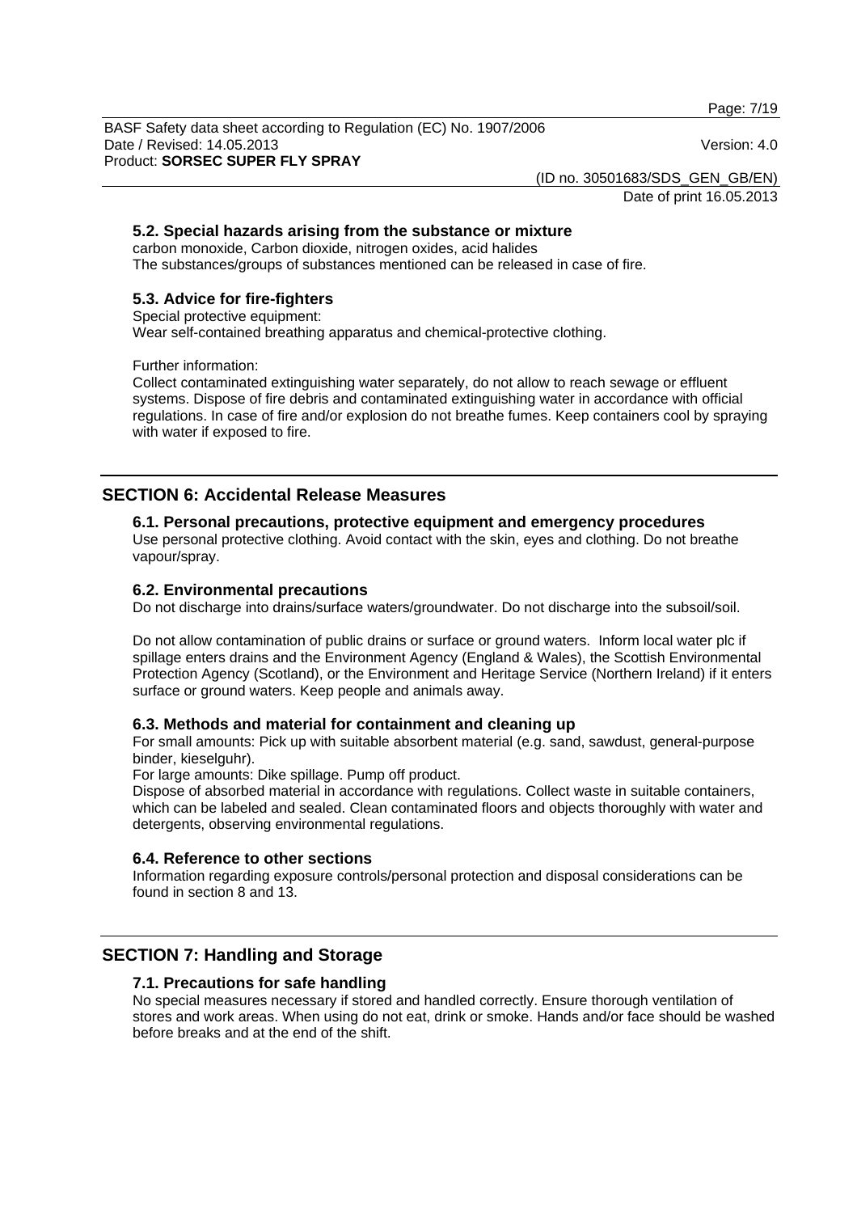### 5.2. Special hazards arising from the substance or mixture

carbon monoxide, Carbon dioxide, nitrogen oxides, acid halides
The substances/groups of substances mentioned can be released in case of fire.

### 5.3. Advice for fire-fighters

Special protective equipment:
Wear self-contained breathing apparatus and chemical-protective clothing.

Further information:
Collect contaminated extinguishing water separately, do not allow to reach sewage or effluent systems. Dispose of fire debris and contaminated extinguishing water in accordance with official regulations. In case of fire and/or explosion do not breathe fumes. Keep containers cool by spraying with water if exposed to fire.

## SECTION 6: Accidental Release Measures

### 6.1. Personal precautions, protective equipment and emergency procedures

Use personal protective clothing. Avoid contact with the skin, eyes and clothing. Do not breathe vapour/spray.

### 6.2. Environmental precautions

Do not discharge into drains/surface waters/groundwater. Do not discharge into the subsoil/soil.

Do not allow contamination of public drains or surface or ground waters. Inform local water plc if spillage enters drains and the Environment Agency (England & Wales), the Scottish Environmental Protection Agency (Scotland), or the Environment and Heritage Service (Northern Ireland) if it enters surface or ground waters. Keep people and animals away.

### 6.3. Methods and material for containment and cleaning up

For small amounts: Pick up with suitable absorbent material (e.g. sand, sawdust, general-purpose binder, kieselguhr).
For large amounts: Dike spillage. Pump off product.
Dispose of absorbed material in accordance with regulations. Collect waste in suitable containers, which can be labeled and sealed. Clean contaminated floors and objects thoroughly with water and detergents, observing environmental regulations.

### 6.4. Reference to other sections

Information regarding exposure controls/personal protection and disposal considerations can be found in section 8 and 13.

## SECTION 7: Handling and Storage

### 7.1. Precautions for safe handling

No special measures necessary if stored and handled correctly. Ensure thorough ventilation of stores and work areas. When using do not eat, drink or smoke. Hands and/or face should be washed before breaks and at the end of the shift.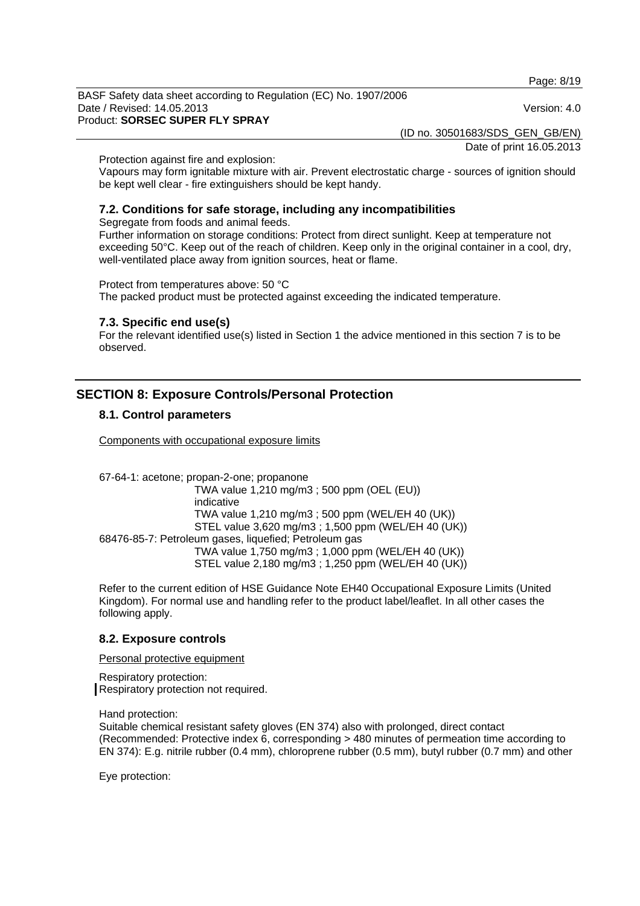Protection against fire and explosion:
Vapours may form ignitable mixture with air. Prevent electrostatic charge - sources of ignition should be kept well clear - fire extinguishers should be kept handy.

### 7.2. Conditions for safe storage, including any incompatibilities

Segregate from foods and animal feeds.
Further information on storage conditions: Protect from direct sunlight. Keep at temperature not exceeding 50°C. Keep out of the reach of children. Keep only in the original container in a cool, dry, well-ventilated place away from ignition sources, heat or flame.

Protect from temperatures above: 50 °C
The packed product must be protected against exceeding the indicated temperature.

### 7.3. Specific end use(s)

For the relevant identified use(s) listed in Section 1 the advice mentioned in this section 7 is to be observed.

## SECTION 8: Exposure Controls/Personal Protection

### 8.1. Control parameters

Components with occupational exposure limits

67-64-1: acetone; propan-2-one; propanone
TWA value 1,210 mg/m3 ; 500 ppm (OEL (EU))
indicative
TWA value 1,210 mg/m3 ; 500 ppm (WEL/EH 40 (UK))
STEL value 3,620 mg/m3 ; 1,500 ppm (WEL/EH 40 (UK))

68476-85-7: Petroleum gases, liquefied; Petroleum gas
TWA value 1,750 mg/m3 ; 1,000 ppm (WEL/EH 40 (UK))
STEL value 2,180 mg/m3 ; 1,250 ppm (WEL/EH 40 (UK))

Refer to the current edition of HSE Guidance Note EH40 Occupational Exposure Limits (United Kingdom). For normal use and handling refer to the product label/leaflet. In all other cases the following apply.

### 8.2. Exposure controls

Personal protective equipment

Respiratory protection:
Respiratory protection not required.

Hand protection:
Suitable chemical resistant safety gloves (EN 374) also with prolonged, direct contact (Recommended: Protective index 6, corresponding > 480 minutes of permeation time according to EN 374): E.g. nitrile rubber (0.4 mm), chloroprene rubber (0.5 mm), butyl rubber (0.7 mm) and other

Eye protection: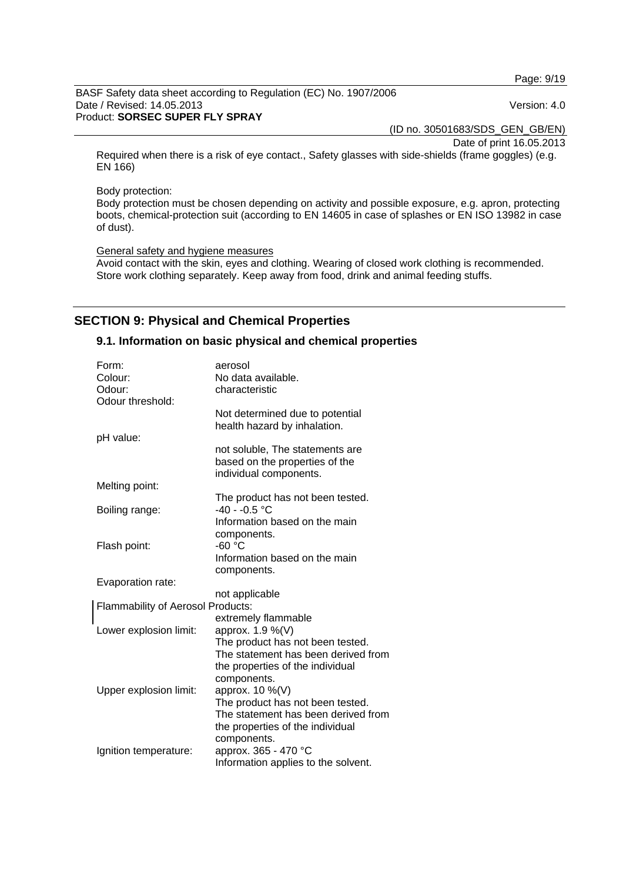Required when there is a risk of eye contact., Safety glasses with side-shields (frame goggles) (e.g. EN 166)

Body protection:
Body protection must be chosen depending on activity and possible exposure, e.g. apron, protecting boots, chemical-protection suit (according to EN 14605 in case of splashes or EN ISO 13982 in case of dust).

General safety and hygiene measures
Avoid contact with the skin, eyes and clothing. Wearing of closed work clothing is recommended. Store work clothing separately. Keep away from food, drink and animal feeding stuffs.

## SECTION 9: Physical and Chemical Properties

### 9.1. Information on basic physical and chemical properties

| | |
|---|---|
| Form: | aerosol |
| Colour: | No data available. |
| Odour: | characteristic |
| Odour threshold: | Not determined due to potential health hazard by inhalation. |
| pH value: | not soluble, The statements are based on the properties of the individual components. |
| Melting point: | The product has not been tested. |
| Boiling range: | -40 - -0.5 °C<br>Information based on the main components. |
| Flash point: | -60 °C<br>Information based on the main components. |
| Evaporation rate: | not applicable |
| Flammability of Aerosol Products: | extremely flammable |
| Lower explosion limit: | approx. 1.9 %(V)<br>The product has not been tested. The statement has been derived from the properties of the individual components. |
| Upper explosion limit: | approx. 10 %(V)<br>The product has not been tested. The statement has been derived from the properties of the individual components. |
| Ignition temperature: | approx. 365 - 470 °C<br>Information applies to the solvent. |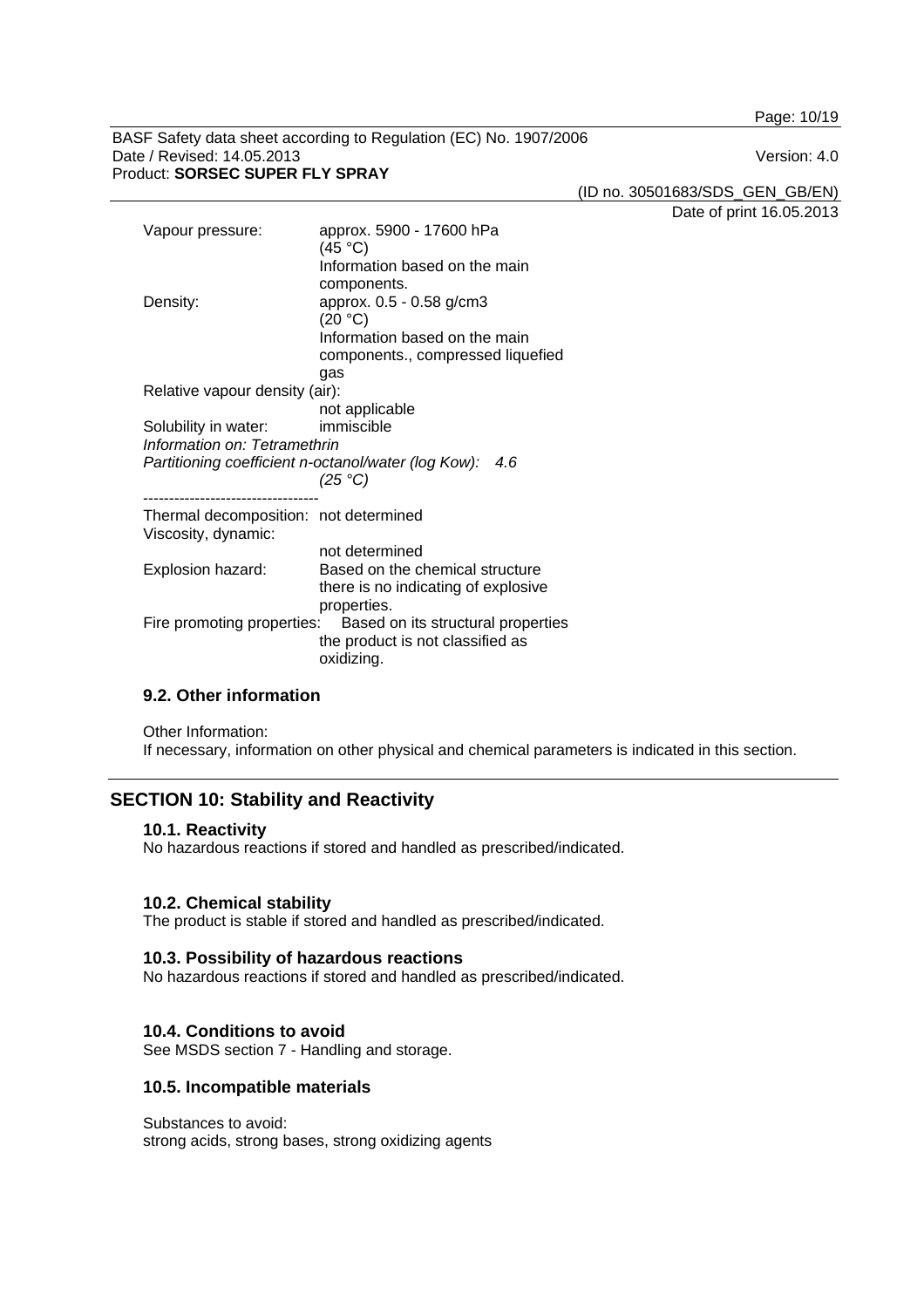Vapour pressure: approx. 5900 - 17600 hPa (45 °C)
Information based on the main components.

Density: approx. 0.5 - 0.58 g/cm3 (20 °C)
Information based on the main components., compressed liquefied gas

Relative vapour density (air):
not applicable

Solubility in water: immiscible

*Information on: Tetramethrin*

*Partitioning coefficient n-octanol/water (log Kow): 4.6 (25 °C)*

----------------------------------

Thermal decomposition: not determined

Viscosity, dynamic:
not determined

Explosion hazard: Based on the chemical structure there is no indicating of explosive properties.

Fire promoting properties: Based on its structural properties the product is not classified as oxidizing.

### 9.2. Other information

Other Information:
If necessary, information on other physical and chemical parameters is indicated in this section.

## SECTION 10: Stability and Reactivity

### 10.1. Reactivity

No hazardous reactions if stored and handled as prescribed/indicated.

### 10.2. Chemical stability

The product is stable if stored and handled as prescribed/indicated.

### 10.3. Possibility of hazardous reactions

No hazardous reactions if stored and handled as prescribed/indicated.

### 10.4. Conditions to avoid

See MSDS section 7 - Handling and storage.

### 10.5. Incompatible materials

Substances to avoid:
strong acids, strong bases, strong oxidizing agents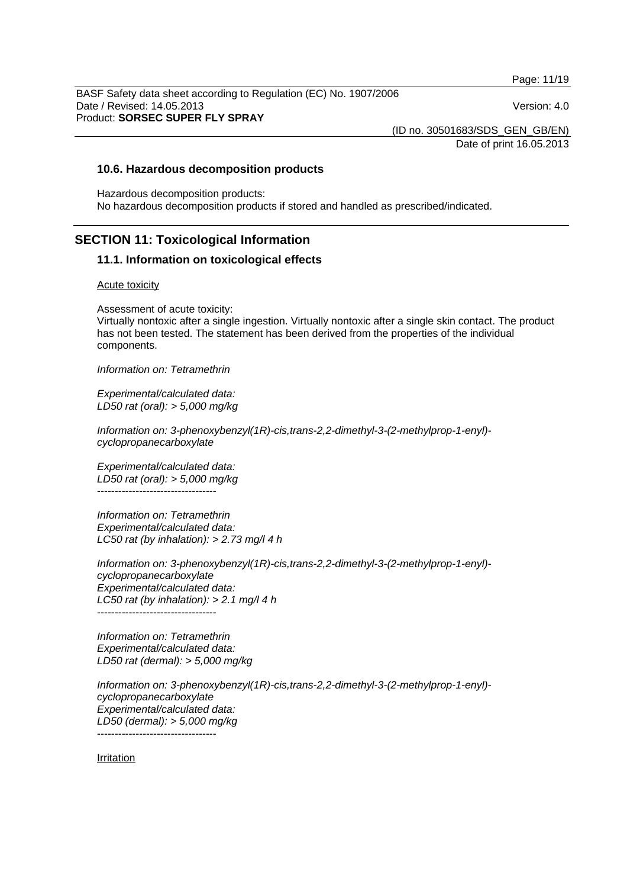### 10.6. Hazardous decomposition products

Hazardous decomposition products:
No hazardous decomposition products if stored and handled as prescribed/indicated.

## SECTION 11: Toxicological Information

### 11.1. Information on toxicological effects

Acute toxicity

Assessment of acute toxicity:
Virtually nontoxic after a single ingestion. Virtually nontoxic after a single skin contact. The product has not been tested. The statement has been derived from the properties of the individual components.

*Information on: Tetramethrin*

*Experimental/calculated data:*
*LD50 rat (oral): > 5,000 mg/kg*

*Information on: 3-phenoxybenzyl(1R)-cis,trans-2,2-dimethyl-3-(2-methylprop-1-enyl)-cyclopropanecarboxylate*

*Experimental/calculated data:*
*LD50 rat (oral): > 5,000 mg/kg*
----------------------------------

*Information on: Tetramethrin*
*Experimental/calculated data:*
*LC50 rat (by inhalation): > 2.73 mg/l 4 h*

*Information on: 3-phenoxybenzyl(1R)-cis,trans-2,2-dimethyl-3-(2-methylprop-1-enyl)-cyclopropanecarboxylate*
*Experimental/calculated data:*
*LC50 rat (by inhalation): > 2.1 mg/l 4 h*
----------------------------------

*Information on: Tetramethrin*
*Experimental/calculated data:*
*LD50 rat (dermal): > 5,000 mg/kg*

*Information on: 3-phenoxybenzyl(1R)-cis,trans-2,2-dimethyl-3-(2-methylprop-1-enyl)-cyclopropanecarboxylate*
*Experimental/calculated data:*
*LD50 (dermal): > 5,000 mg/kg*
----------------------------------

Irritation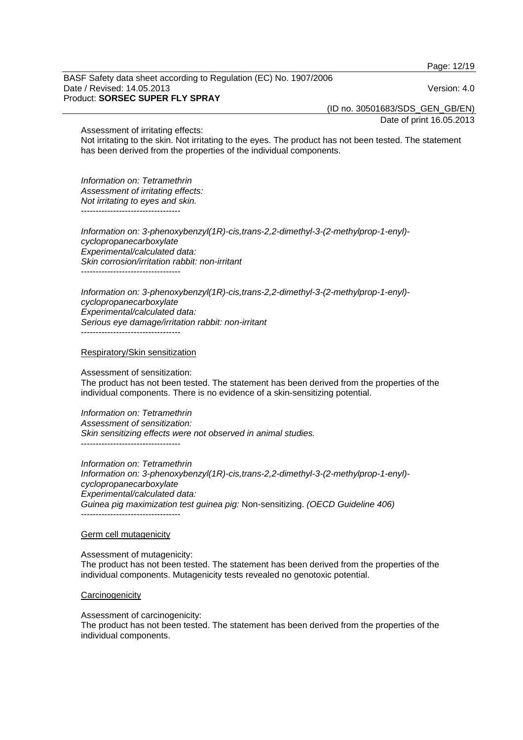Assessment of irritating effects:
Not irritating to the skin. Not irritating to the eyes. The product has not been tested. The statement has been derived from the properties of the individual components.

*Information on: Tetramethrin*
*Assessment of irritating effects:*
*Not irritating to eyes and skin.*
----------------------------------

*Information on: 3-phenoxybenzyl(1R)-cis,trans-2,2-dimethyl-3-(2-methylprop-1-enyl)-cyclopropanecarboxylate*
*Experimental/calculated data:*
*Skin corrosion/irritation rabbit: non-irritant*
----------------------------------

*Information on: 3-phenoxybenzyl(1R)-cis,trans-2,2-dimethyl-3-(2-methylprop-1-enyl)-cyclopropanecarboxylate*
*Experimental/calculated data:*
*Serious eye damage/irritation rabbit: non-irritant*
----------------------------------

Respiratory/Skin sensitization

Assessment of sensitization:
The product has not been tested. The statement has been derived from the properties of the individual components. There is no evidence of a skin-sensitizing potential.

*Information on: Tetramethrin*
*Assessment of sensitization:*
*Skin sensitizing effects were not observed in animal studies.*
----------------------------------

*Information on: Tetramethrin*
*Information on: 3-phenoxybenzyl(1R)-cis,trans-2,2-dimethyl-3-(2-methylprop-1-enyl)-cyclopropanecarboxylate*
*Experimental/calculated data:*
*Guinea pig maximization test guinea pig:* Non-sensitizing. *(OECD Guideline 406)*
----------------------------------

Germ cell mutagenicity

Assessment of mutagenicity:
The product has not been tested. The statement has been derived from the properties of the individual components. Mutagenicity tests revealed no genotoxic potential.

Carcinogenicity

Assessment of carcinogenicity:
The product has not been tested. The statement has been derived from the properties of the individual components.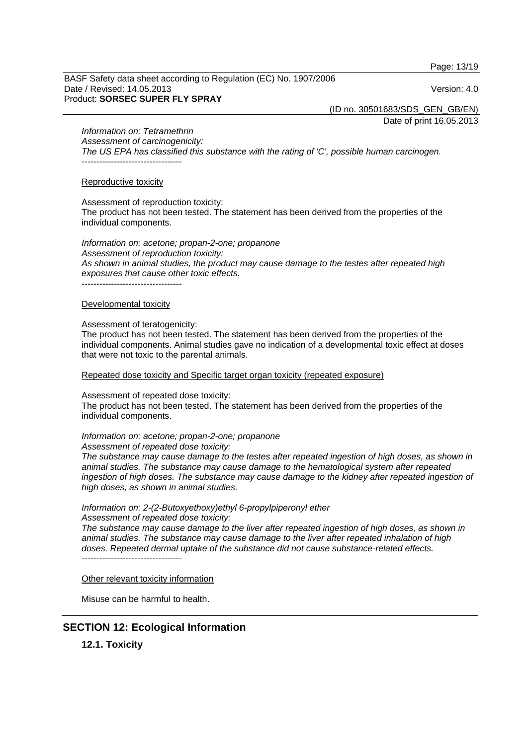*Information on: Tetramethrin*
*Assessment of carcinogenicity:*
*The US EPA has classified this substance with the rating of 'C', possible human carcinogen.*
----------------------------------

Reproductive toxicity

Assessment of reproduction toxicity:
The product has not been tested. The statement has been derived from the properties of the individual components.

*Information on: acetone; propan-2-one; propanone*
*Assessment of reproduction toxicity:*
*As shown in animal studies, the product may cause damage to the testes after repeated high exposures that cause other toxic effects.*
----------------------------------

Developmental toxicity

Assessment of teratogenicity:
The product has not been tested. The statement has been derived from the properties of the individual components. Animal studies gave no indication of a developmental toxic effect at doses that were not toxic to the parental animals.

Repeated dose toxicity and Specific target organ toxicity (repeated exposure)

Assessment of repeated dose toxicity:
The product has not been tested. The statement has been derived from the properties of the individual components.

*Information on: acetone; propan-2-one; propanone*
*Assessment of repeated dose toxicity:*
*The substance may cause damage to the testes after repeated ingestion of high doses, as shown in animal studies. The substance may cause damage to the hematological system after repeated ingestion of high doses. The substance may cause damage to the kidney after repeated ingestion of high doses, as shown in animal studies.*

*Information on: 2-(2-Butoxyethoxy)ethyl 6-propylpiperonyl ether*
*Assessment of repeated dose toxicity:*
*The substance may cause damage to the liver after repeated ingestion of high doses, as shown in animal studies. The substance may cause damage to the liver after repeated inhalation of high doses. Repeated dermal uptake of the substance did not cause substance-related effects.*
----------------------------------

Other relevant toxicity information

Misuse can be harmful to health.

## SECTION 12: Ecological Information

### 12.1. Toxicity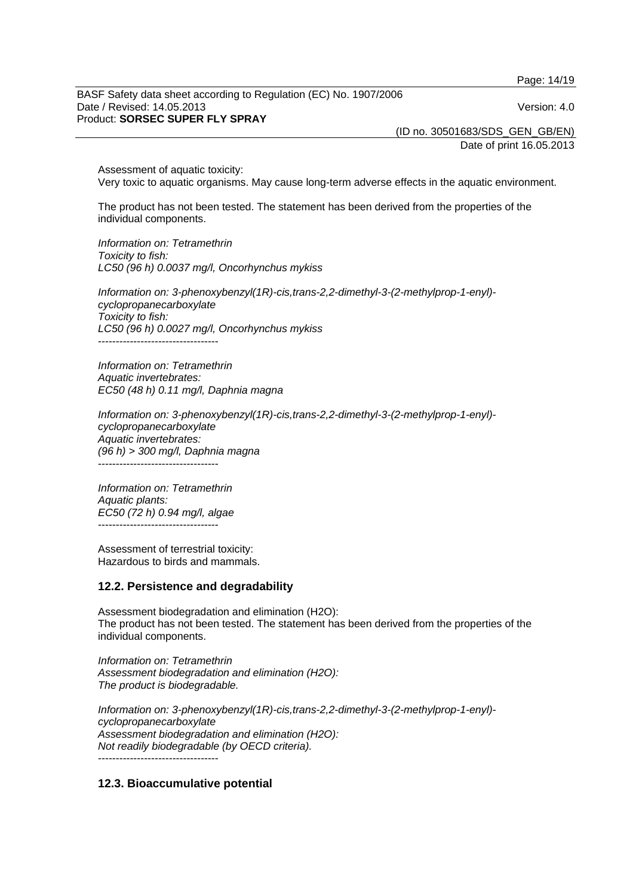Assessment of aquatic toxicity:
Very toxic to aquatic organisms. May cause long-term adverse effects in the aquatic environment.

The product has not been tested. The statement has been derived from the properties of the individual components.

*Information on: Tetramethrin*
*Toxicity to fish:*
*LC50 (96 h) 0.0037 mg/l, Oncorhynchus mykiss*

*Information on: 3-phenoxybenzyl(1R)-cis,trans-2,2-dimethyl-3-(2-methylprop-1-enyl)-cyclopropanecarboxylate*
*Toxicity to fish:*
*LC50 (96 h) 0.0027 mg/l, Oncorhynchus mykiss*
----------------------------------

*Information on: Tetramethrin*
*Aquatic invertebrates:*
*EC50 (48 h) 0.11 mg/l, Daphnia magna*

*Information on: 3-phenoxybenzyl(1R)-cis,trans-2,2-dimethyl-3-(2-methylprop-1-enyl)-cyclopropanecarboxylate*
*Aquatic invertebrates:*
*(96 h) > 300 mg/l, Daphnia magna*
----------------------------------

*Information on: Tetramethrin*
*Aquatic plants:*
*EC50 (72 h) 0.94 mg/l, algae*
----------------------------------

Assessment of terrestrial toxicity:
Hazardous to birds and mammals.

### 12.2. Persistence and degradability

Assessment biodegradation and elimination ($H_2O$):
The product has not been tested. The statement has been derived from the properties of the individual components.

*Information on: Tetramethrin*
*Assessment biodegradation and elimination ($H_2O$):*
*The product is biodegradable.*

*Information on: 3-phenoxybenzyl(1R)-cis,trans-2,2-dimethyl-3-(2-methylprop-1-enyl)-cyclopropanecarboxylate*
*Assessment biodegradation and elimination ($H_2O$):*
*Not readily biodegradable (by OECD criteria).*
----------------------------------

### 12.3. Bioaccumulative potential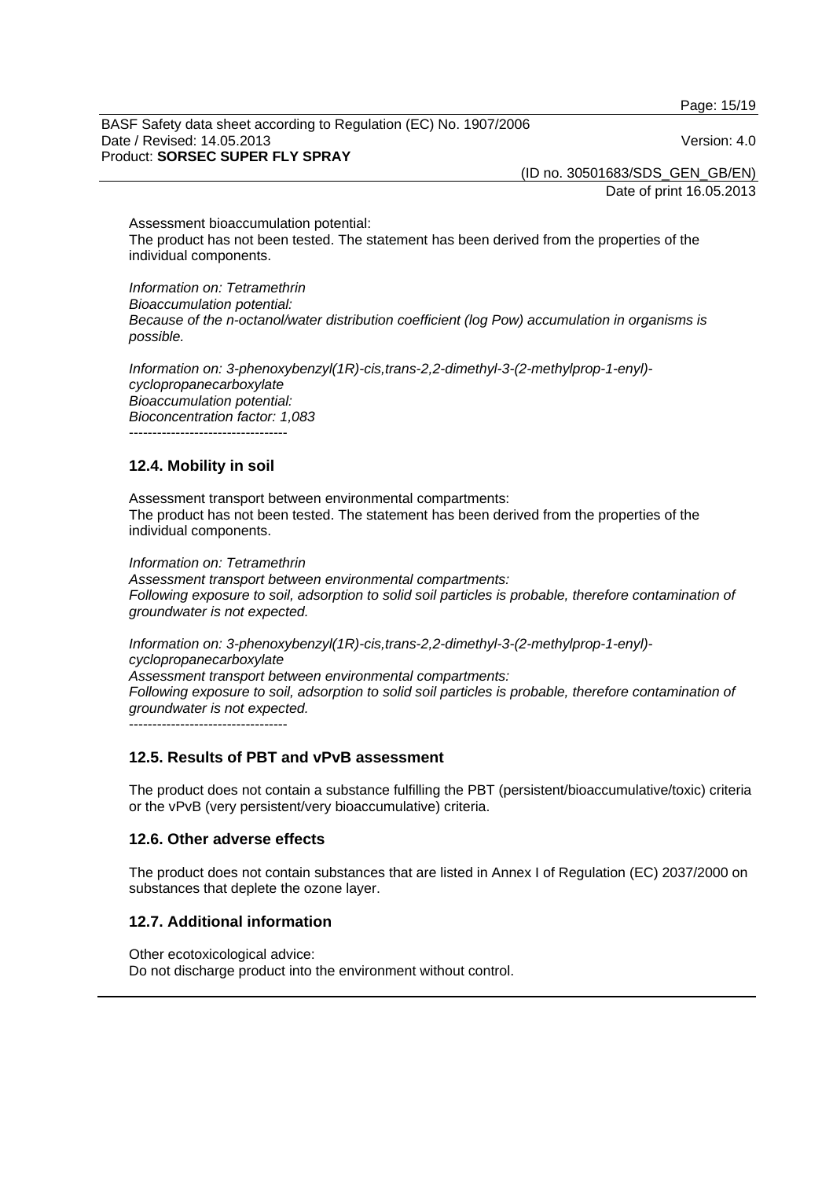Assessment bioaccumulation potential:
The product has not been tested. The statement has been derived from the properties of the individual components.

*Information on: Tetramethrin*
*Bioaccumulation potential:*
*Because of the n-octanol/water distribution coefficient (log Pow) accumulation in organisms is possible.*

*Information on: 3-phenoxybenzyl(1R)-cis,trans-2,2-dimethyl-3-(2-methylprop-1-enyl)-cyclopropanecarboxylate*
*Bioaccumulation potential:*
*Bioconcentration factor: 1,083*
----------------------------------

## 12.4. Mobility in soil

Assessment transport between environmental compartments:
The product has not been tested. The statement has been derived from the properties of the individual components.

*Information on: Tetramethrin*
*Assessment transport between environmental compartments:*
*Following exposure to soil, adsorption to solid soil particles is probable, therefore contamination of groundwater is not expected.*

*Information on: 3-phenoxybenzyl(1R)-cis,trans-2,2-dimethyl-3-(2-methylprop-1-enyl)-cyclopropanecarboxylate*
*Assessment transport between environmental compartments:*
*Following exposure to soil, adsorption to solid soil particles is probable, therefore contamination of groundwater is not expected.*
----------------------------------

## 12.5. Results of PBT and vPvB assessment

The product does not contain a substance fulfilling the PBT (persistent/bioaccumulative/toxic) criteria or the vPvB (very persistent/very bioaccumulative) criteria.

## 12.6. Other adverse effects

The product does not contain substances that are listed in Annex I of Regulation (EC) 2037/2000 on substances that deplete the ozone layer.

## 12.7. Additional information

Other ecotoxicological advice:
Do not discharge product into the environment without control.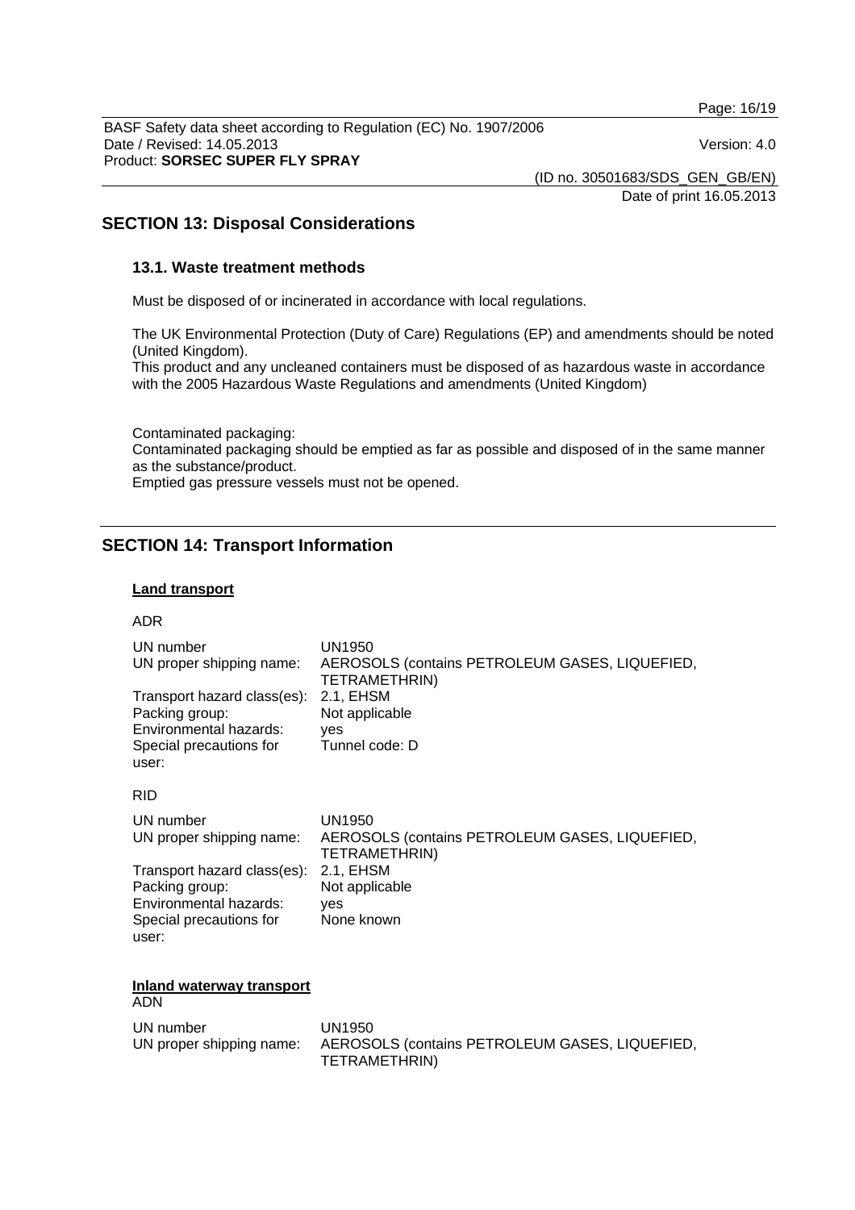## SECTION 13: Disposal Considerations

### 13.1. Waste treatment methods

Must be disposed of or incinerated in accordance with local regulations.

The UK Environmental Protection (Duty of Care) Regulations (EP) and amendments should be noted (United Kingdom).
This product and any uncleaned containers must be disposed of as hazardous waste in accordance with the 2005 Hazardous Waste Regulations and amendments (United Kingdom)

Contaminated packaging:
Contaminated packaging should be emptied as far as possible and disposed of in the same manner as the substance/product.
Emptied gas pressure vessels must not be opened.

## SECTION 14: Transport Information

**Land transport**

ADR

| | |
|---|---|
| UN number | UN1950 |
| UN proper shipping name: | AEROSOLS (contains PETROLEUM GASES, LIQUEFIED, TETRAMETHRIN) |
| Transport hazard class(es): | 2.1, EHSM |
| Packing group: | Not applicable |
| Environmental hazards: | yes |
| Special precautions for user: | Tunnel code: D |

RID

| | |
|---|---|
| UN number | UN1950 |
| UN proper shipping name: | AEROSOLS (contains PETROLEUM GASES, LIQUEFIED, TETRAMETHRIN) |
| Transport hazard class(es): | 2.1, EHSM |
| Packing group: | Not applicable |
| Environmental hazards: | yes |
| Special precautions for user: | None known |

**Inland waterway transport**

ADN

| | |
|---|---|
| UN number | UN1950 |
| UN proper shipping name: | AEROSOLS (contains PETROLEUM GASES, LIQUEFIED, TETRAMETHRIN) |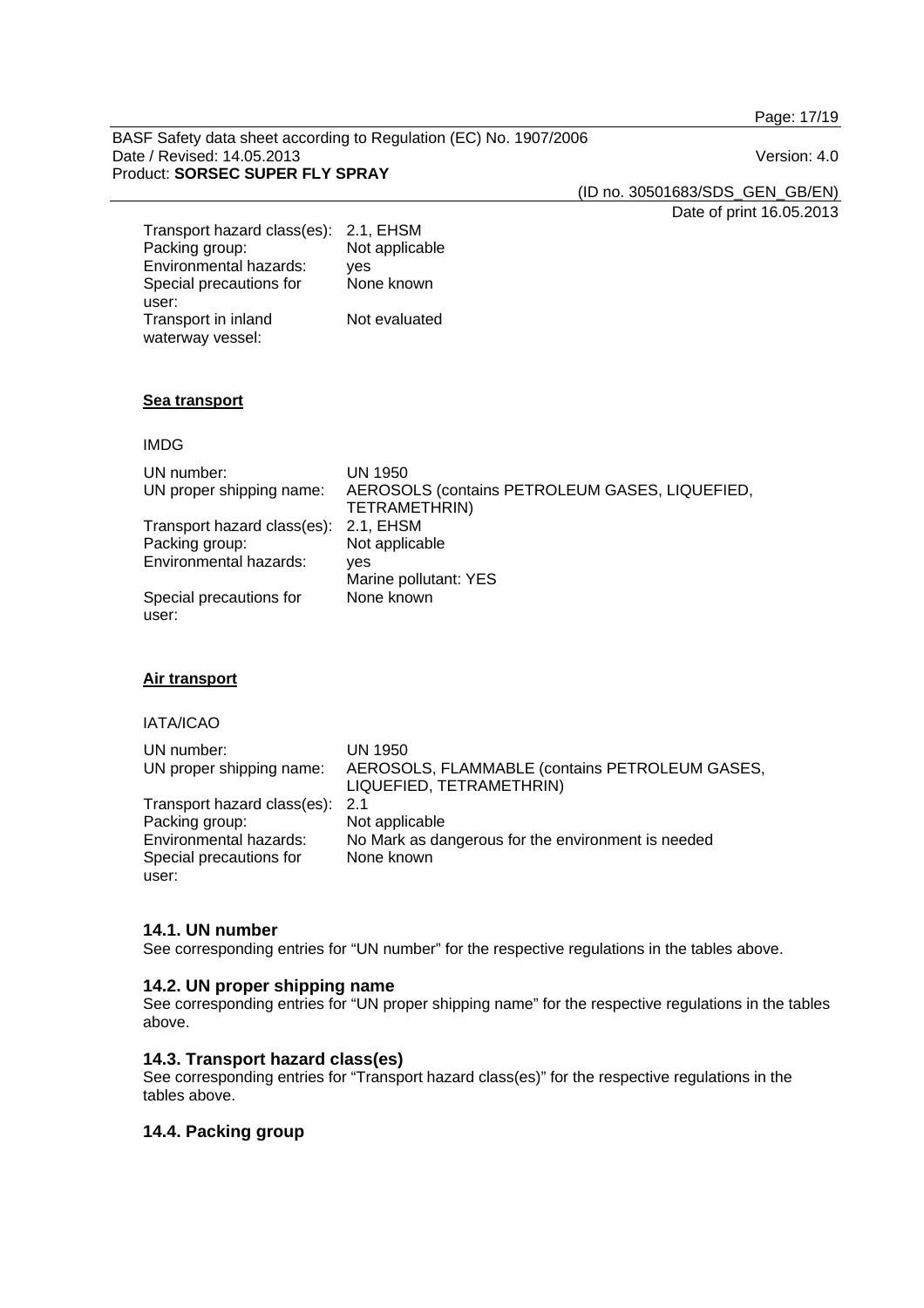| | |
|---|---|
| Transport hazard class(es): | 2.1, EHSM |
| Packing group: | Not applicable |
| Environmental hazards: | yes |
| Special precautions for user: | None known |
| Transport in inland waterway vessel: | Not evaluated |

**Sea transport**

IMDG

| | |
|---|---|
| UN number: | UN 1950 |
| UN proper shipping name: | AEROSOLS (contains PETROLEUM GASES, LIQUEFIED, TETRAMETHRIN) |
| Transport hazard class(es): | 2.1, EHSM |
| Packing group: | Not applicable |
| Environmental hazards: | yes<br>Marine pollutant: YES |
| Special precautions for user: | None known |

**Air transport**

IATA/ICAO

| | |
|---|---|
| UN number: | UN 1950 |
| UN proper shipping name: | AEROSOLS, FLAMMABLE (contains PETROLEUM GASES, LIQUEFIED, TETRAMETHRIN) |
| Transport hazard class(es): | 2.1 |
| Packing group: | Not applicable |
| Environmental hazards: | No Mark as dangerous for the environment is needed |
| Special precautions for user: | None known |

### 14.1. UN number

See corresponding entries for “UN number” for the respective regulations in the tables above.

### 14.2. UN proper shipping name

See corresponding entries for “UN proper shipping name” for the respective regulations in the tables above.

### 14.3. Transport hazard class(es)

See corresponding entries for “Transport hazard class(es)” for the respective regulations in the tables above.

### 14.4. Packing group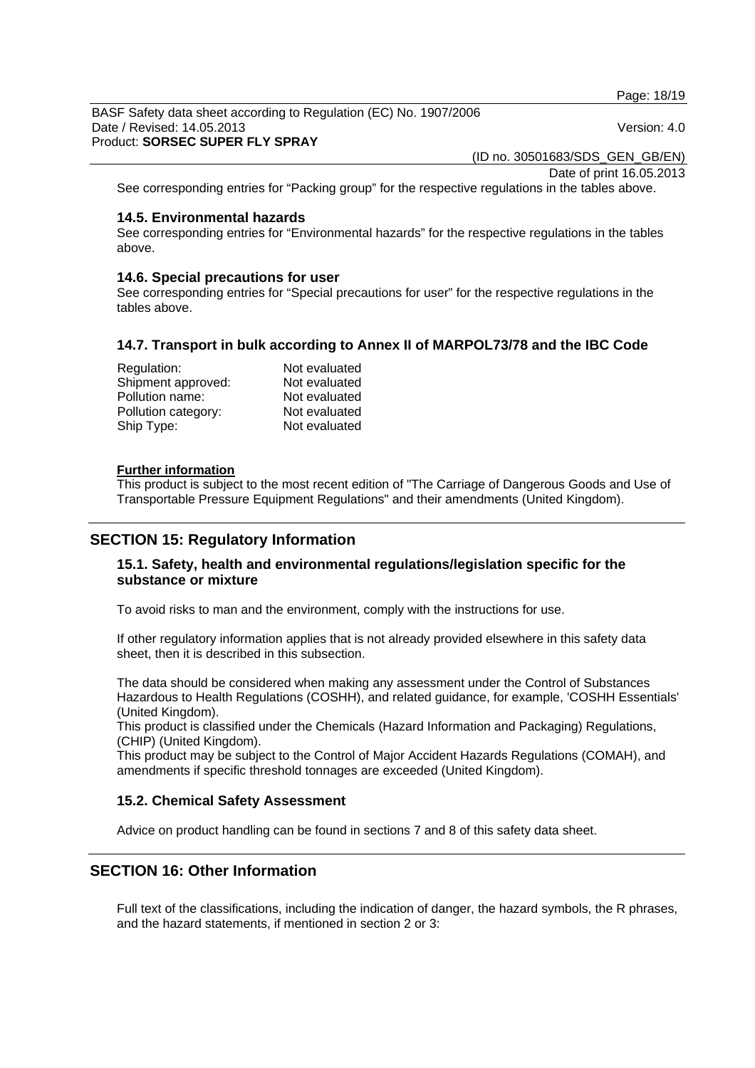See corresponding entries for “Packing group” for the respective regulations in the tables above.

### 14.5. Environmental hazards

See corresponding entries for “Environmental hazards” for the respective regulations in the tables above.

### 14.6. Special precautions for user

See corresponding entries for “Special precautions for user” for the respective regulations in the tables above.

### 14.7. Transport in bulk according to Annex II of MARPOL73/78 and the IBC Code

| | |
|---|---|
| Regulation: | Not evaluated |
| Shipment approved: | Not evaluated |
| Pollution name: | Not evaluated |
| Pollution category: | Not evaluated |
| Ship Type: | Not evaluated |

**Further information**

This product is subject to the most recent edition of "The Carriage of Dangerous Goods and Use of Transportable Pressure Equipment Regulations" and their amendments (United Kingdom).

## SECTION 15: Regulatory Information

### 15.1. Safety, health and environmental regulations/legislation specific for the substance or mixture

To avoid risks to man and the environment, comply with the instructions for use.

If other regulatory information applies that is not already provided elsewhere in this safety data sheet, then it is described in this subsection.

The data should be considered when making any assessment under the Control of Substances Hazardous to Health Regulations (COSHH), and related guidance, for example, 'COSHH Essentials' (United Kingdom).
This product is classified under the Chemicals (Hazard Information and Packaging) Regulations, (CHIP) (United Kingdom).
This product may be subject to the Control of Major Accident Hazards Regulations (COMAH), and amendments if specific threshold tonnages are exceeded (United Kingdom).

### 15.2. Chemical Safety Assessment

Advice on product handling can be found in sections 7 and 8 of this safety data sheet.

## SECTION 16: Other Information

Full text of the classifications, including the indication of danger, the hazard symbols, the R phrases, and the hazard statements, if mentioned in section 2 or 3: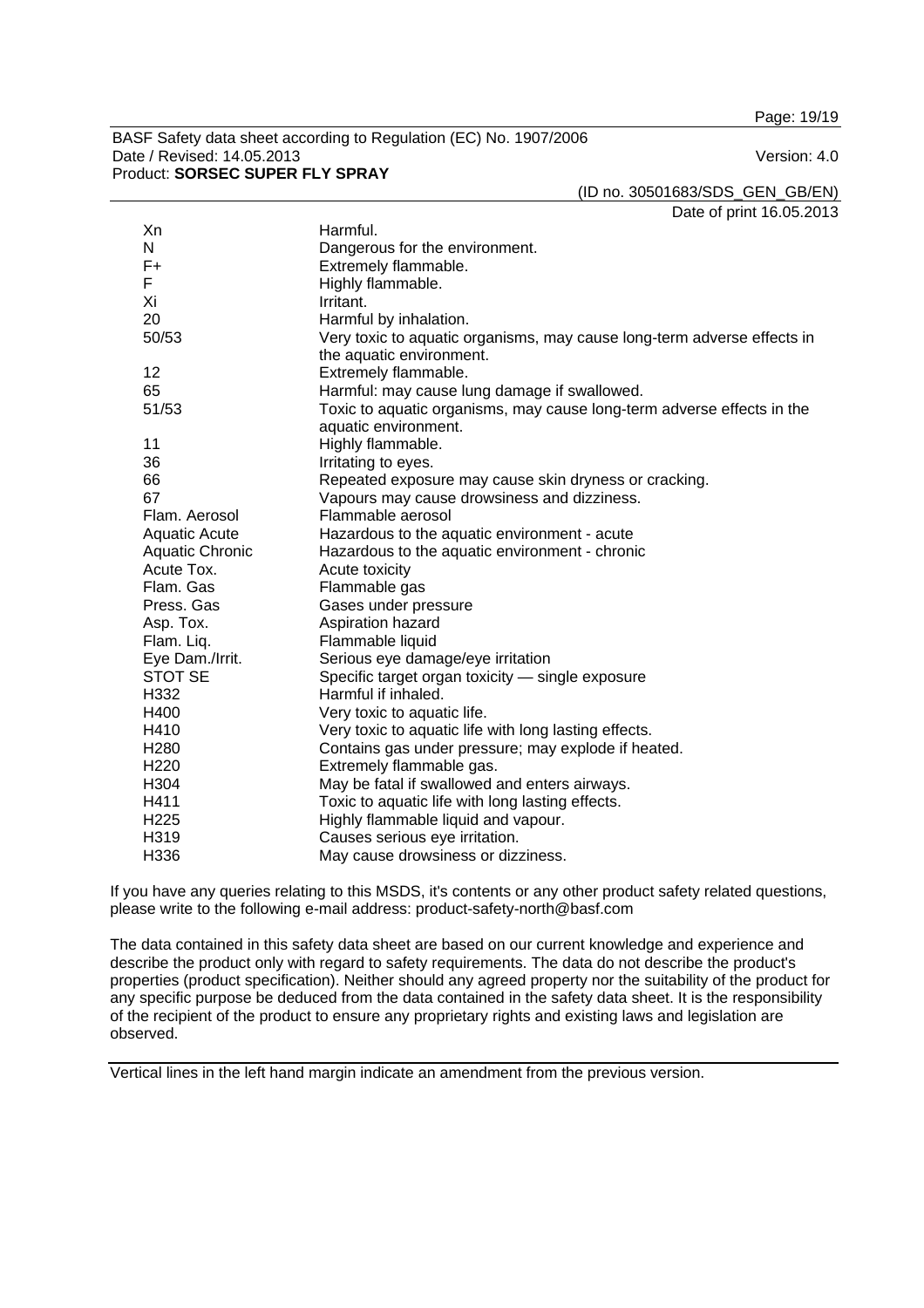| | |
|---|---|
| Xn | Harmful. |
| N | Dangerous for the environment. |
| F+ | Extremely flammable. |
| F | Highly flammable. |
| Xi | Irritant. |
| 20 | Harmful by inhalation. |
| 50/53 | Very toxic to aquatic organisms, may cause long-term adverse effects in the aquatic environment. |
| 12 | Extremely flammable. |
| 65 | Harmful: may cause lung damage if swallowed. |
| 51/53 | Toxic to aquatic organisms, may cause long-term adverse effects in the aquatic environment. |
| 11 | Highly flammable. |
| 36 | Irritating to eyes. |
| 66 | Repeated exposure may cause skin dryness or cracking. |
| 67 | Vapours may cause drowsiness and dizziness. |
| Flam. Aerosol | Flammable aerosol |
| Aquatic Acute | Hazardous to the aquatic environment - acute |
| Aquatic Chronic | Hazardous to the aquatic environment - chronic |
| Acute Tox. | Acute toxicity |
| Flam. Gas | Flammable gas |
| Press. Gas | Gases under pressure |
| Asp. Tox. | Aspiration hazard |
| Flam. Liq. | Flammable liquid |
| Eye Dam./Irrit. | Serious eye damage/eye irritation |
| STOT SE | Specific target organ toxicity — single exposure |
| H332 | Harmful if inhaled. |
| H400 | Very toxic to aquatic life. |
| H410 | Very toxic to aquatic life with long lasting effects. |
| H280 | Contains gas under pressure; may explode if heated. |
| H220 | Extremely flammable gas. |
| H304 | May be fatal if swallowed and enters airways. |
| H411 | Toxic to aquatic life with long lasting effects. |
| H225 | Highly flammable liquid and vapour. |
| H319 | Causes serious eye irritation. |
| H336 | May cause drowsiness or dizziness. |

If you have any queries relating to this MSDS, it's contents or any other product safety related questions, please write to the following e-mail address: product-safety-north@basf.com

The data contained in this safety data sheet are based on our current knowledge and experience and describe the product only with regard to safety requirements. The data do not describe the product's properties (product specification). Neither should any agreed property nor the suitability of the product for any specific purpose be deduced from the data contained in the safety data sheet. It is the responsibility of the recipient of the product to ensure any proprietary rights and existing laws and legislation are observed.

Vertical lines in the left hand margin indicate an amendment from the previous version.